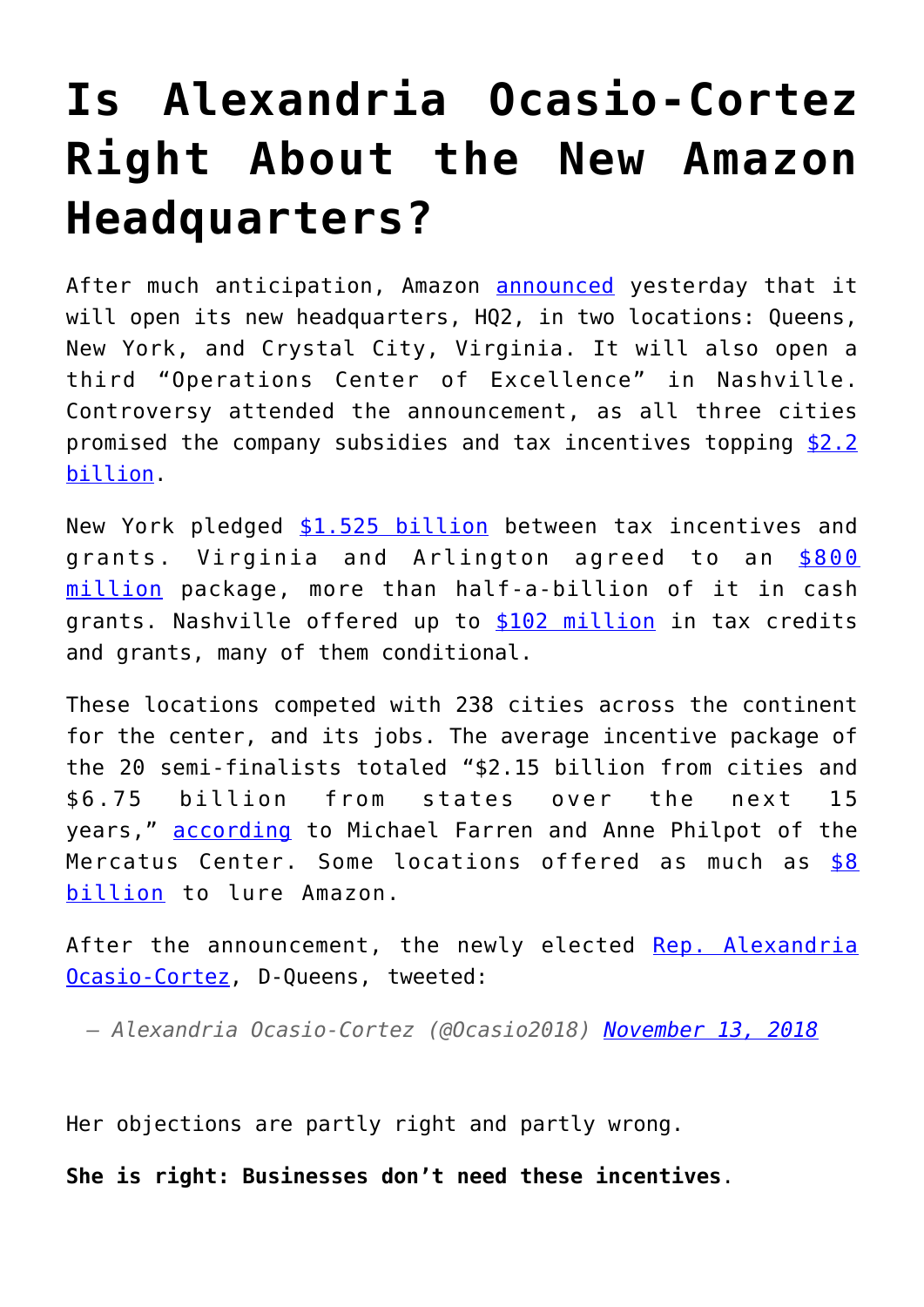# Is Alexandria Ocasio-Cortez Right About the New Amazon Headquarters?

After much anticipation, Amazon [announced](#) yesterday that it will open its new headquarters, HQ2, in two locations: Queens, New York, and Crystal City, Virginia. It will also open a third "Operations Center of Excellence" in Nashville. Controversy attended the announcement, as all three cities promised the company subsidies and tax incentives topping [$2.2 billion](#).

New York pledged [$1.525 billion](#) between tax incentives and grants. Virginia and Arlington agreed to an [$800 million](#) package, more than half-a-billion of it in cash grants. Nashville offered up to [$102 million](#) in tax credits and grants, many of them conditional.

These locations competed with 238 cities across the continent for the center, and its jobs. The average incentive package of the 20 semi-finalists totaled "$2.15 billion from cities and $6.75 billion from states over the next 15 years," [according](#) to Michael Farren and Anne Philpot of the Mercatus Center. Some locations offered as much as [$8 billion](#) to lure Amazon.

After the announcement, the newly elected [Rep. Alexandria Ocasio-Cortez](#), D-Queens, tweeted:

> — *Alexandria Ocasio-Cortez (@Ocasio2018) [November 13, 2018](#)*

Her objections are partly right and partly wrong.

**She is right: Businesses don't need these incentives**.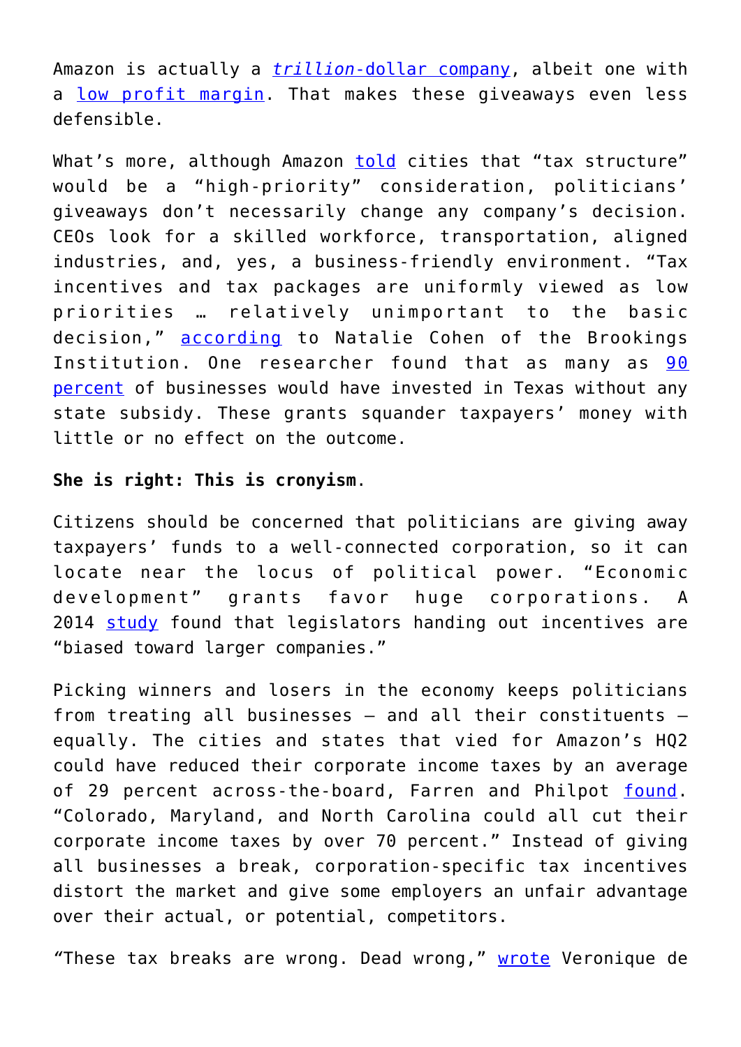Amazon is actually a *trillion*-dollar company, albeit one with a low profit margin. That makes these giveaways even less defensible.

What's more, although Amazon told cities that "tax structure" would be a "high-priority" consideration, politicians' giveaways don't necessarily change any company's decision. CEOs look for a skilled workforce, transportation, aligned industries, and, yes, a business-friendly environment. "Tax incentives and tax packages are uniformly viewed as low priorities … relatively unimportant to the basic decision," according to Natalie Cohen of the Brookings Institution. One researcher found that as many as 90 percent of businesses would have invested in Texas without any state subsidy. These grants squander taxpayers' money with little or no effect on the outcome.

**She is right: This is cronyism**.

Citizens should be concerned that politicians are giving away taxpayers' funds to a well-connected corporation, so it can locate near the locus of political power. "Economic development" grants favor huge corporations. A 2014 study found that legislators handing out incentives are "biased toward larger companies."

Picking winners and losers in the economy keeps politicians from treating all businesses — and all their constituents — equally. The cities and states that vied for Amazon's HQ2 could have reduced their corporate income taxes by an average of 29 percent across-the-board, Farren and Philpot found. "Colorado, Maryland, and North Carolina could all cut their corporate income taxes by over 70 percent." Instead of giving all businesses a break, corporation-specific tax incentives distort the market and give some employers an unfair advantage over their actual, or potential, competitors.

"These tax breaks are wrong. Dead wrong," wrote Veronique de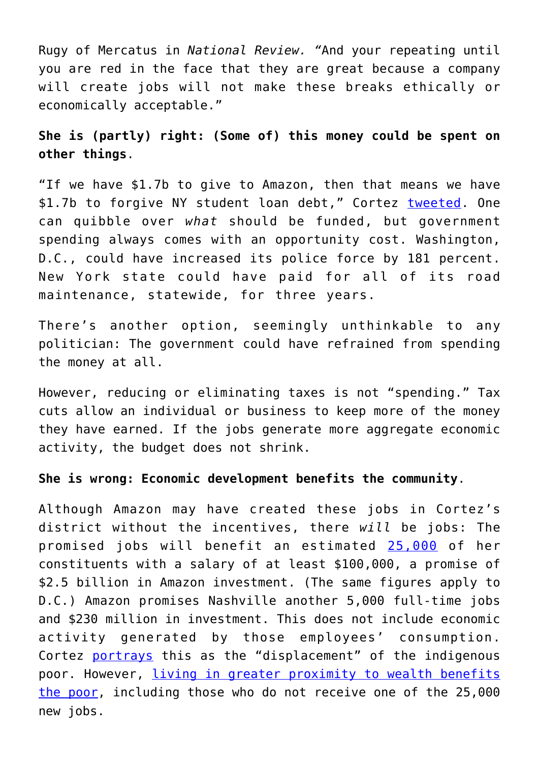Rugy of Mercatus in *National Review.* "And your repeating until you are red in the face that they are great because a company will create jobs will not make these breaks ethically or economically acceptable."

**She is (partly) right: (Some of) this money could be spent on other things**.

"If we have $1.7b to give to Amazon, then that means we have $1.7b to forgive NY student loan debt," Cortez tweeted. One can quibble over *what* should be funded, but government spending always comes with an opportunity cost. Washington, D.C., could have increased its police force by 181 percent. New York state could have paid for all of its road maintenance, statewide, for three years.

There's another option, seemingly unthinkable to any politician: The government could have refrained from spending the money at all.

However, reducing or eliminating taxes is not "spending." Tax cuts allow an individual or business to keep more of the money they have earned. If the jobs generate more aggregate economic activity, the budget does not shrink.

**She is wrong: Economic development benefits the community**.

Although Amazon may have created these jobs in Cortez's district without the incentives, there *will* be jobs: The promised jobs will benefit an estimated 25,000 of her constituents with a salary of at least $100,000, a promise of $2.5 billion in Amazon investment. (The same figures apply to D.C.) Amazon promises Nashville another 5,000 full-time jobs and $230 million in investment. This does not include economic activity generated by those employees' consumption. Cortez portrays this as the "displacement" of the indigenous poor. However, living in greater proximity to wealth benefits the poor, including those who do not receive one of the 25,000 new jobs.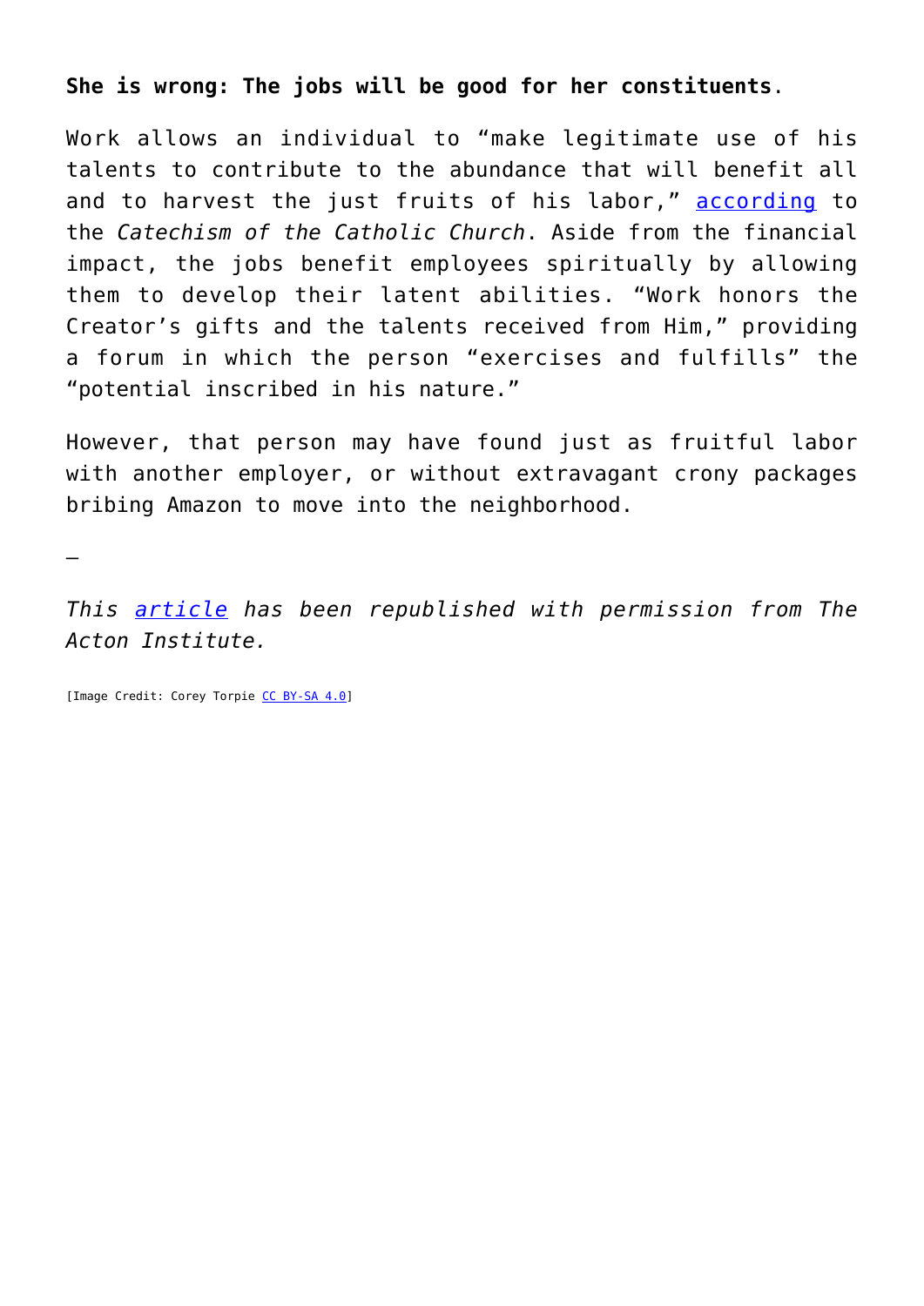**She is wrong: The jobs will be good for her constituents**.

Work allows an individual to "make legitimate use of his talents to contribute to the abundance that will benefit all and to harvest the just fruits of his labor," according to the *Catechism of the Catholic Church*. Aside from the financial impact, the jobs benefit employees spiritually by allowing them to develop their latent abilities. "Work honors the Creator's gifts and the talents received from Him," providing a forum in which the person "exercises and fulfills" the "potential inscribed in his nature."

However, that person may have found just as fruitful labor with another employer, or without extravagant crony packages bribing Amazon to move into the neighborhood.

—

*This article has been republished with permission from The Acton Institute.*

[Image Credit: Corey Torpie CC BY-SA 4.0]